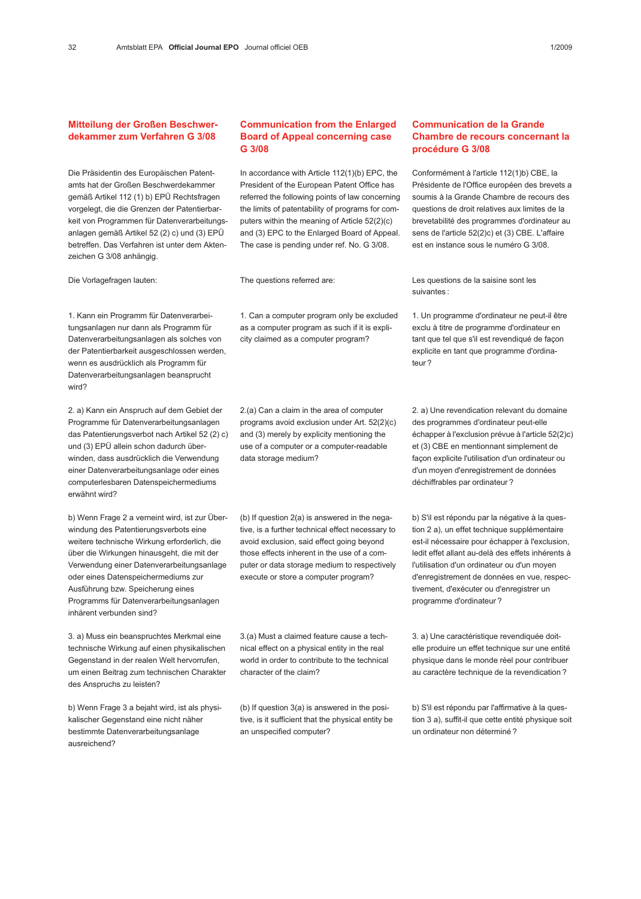## Mitteilung der Großen Beschwerdekammer zum Verfahren G 3/08

Die Präsidentin des Europäischen Patentamts hat der Großen Beschwerdekammer gemäß Artikel 112 (1) b) EPÜ Rechtsfragen vorgelegt, die die Grenzen der Patentierbarkeit von Programmen für Datenverarbeitungsanlagen gemäß Artikel 52 (2) c) und (3) EPÜ betreffen. Das Verfahren ist unter dem Aktenzeichen G 3/08 anhängig.

Die Vorlagefragen lauten:

1. Kann ein Programm für Datenverarbeitungsanlagen nur dann als Programm für Datenverarbeitungsanlagen als solches von der Patentierbarkeit ausgeschlossen werden, wenn es ausdrücklich als Programm für Datenverarbeitungsanlagen beansprucht wird?

2. a) Kann ein Anspruch auf dem Gebiet der Programme für Datenverarbeitungsanlagen das Patentierungsverbot nach Artikel 52 (2) c) und (3) EPÜ allein schon dadurch überwinden, dass ausdrücklich die Verwendung einer Datenverarbeitungsanlage oder eines computerlesbaren Datenspeichermediums erwähnt wird?

b) Wenn Frage 2 a verneint wird, ist zur Überwindung des Patentierungsverbots eine weitere technische Wirkung erforderlich, die über die Wirkungen hinausgeht, die mit der Verwendung einer Datenverarbeitungsanlage oder eines Datenspeichermediums zur Ausführung bzw. Speicherung eines Programms für Datenverarbeitungsanlagen inhärent verbunden sind?

3. a) Muss ein beanspruchtes Merkmal eine technische Wirkung auf einen physikalischen Gegenstand in der realen Welt hervorrufen, um einen Beitrag zum technischen Charakter des Anspruchs zu leisten?

b) Wenn Frage 3 a bejaht wird, ist als physikalischer Gegenstand eine nicht näher bestimmte Datenverarbeitungsanlage ausreichend?

## Communication from the Enlarged Board of Appeal concerning case G 3/08

In accordance with Article 112(1)(b) EPC, the President of the European Patent Office has referred the following points of law concerning the limits of patentability of programs for computers within the meaning of Article 52(2)(c) and (3) EPC to the Enlarged Board of Appeal. The case is pending under ref. No. G 3/08.

The questions referred are:

1. Can a computer program only be excluded as a computer program as such if it is explicity claimed as a computer program?

2.(a) Can a claim in the area of computer programs avoid exclusion under Art. 52(2)(c) and (3) merely by explicity mentioning the use of a computer or a computer-readable data storage medium?

(b) If question 2(a) is answered in the negative, is a further technical effect necessary to avoid exclusion, said effect going beyond those effects inherent in the use of a computer or data storage medium to respectively execute or store a computer program?

3.(a) Must a claimed feature cause a technical effect on a physical entity in the real world in order to contribute to the technical character of the claim?

(b) If question 3(a) is answered in the positive, is it sufficient that the physical entity be an unspecified computer?

## Communication de la Grande Chambre de recours concernant la procédure G 3/08

Conformément à l'article 112(1)b) CBE, la Présidente de l'Office européen des brevets a soumis à la Grande Chambre de recours des questions de droit relatives aux limites de la brevetabilité des programmes d'ordinateur au sens de l'article 52(2)c) et (3) CBE. L'affaire est en instance sous le numéro G 3/08.

Les questions de la saisine sont les suivantes :

1. Un programme d'ordinateur ne peut-il être exclu à titre de programme d'ordinateur en tant que tel que s'il est revendiqué de façon explicite en tant que programme d'ordinateur ?

2. a) Une revendication relevant du domaine des programmes d'ordinateur peut-elle échapper à l'exclusion prévue à l'article 52(2)c) et (3) CBE en mentionnant simplement de façon explicite l'utilisation d'un ordinateur ou d'un moyen d'enregistrement de données déchiffrables par ordinateur ?

b) S'il est répondu par la négative à la question 2 a), un effet technique supplémentaire est-il nécessaire pour échapper à l'exclusion, ledit effet allant au-delà des effets inhérents à l'utilisation d'un ordinateur ou d'un moyen d'enregistrement de données en vue, respectivement, d'exécuter ou d'enregistrer un programme d'ordinateur ?

3. a) Une caractéristique revendiquée doit-elle produire un effet technique sur une entité physique dans le monde réel pour contribuer au caractère technique de la revendication ?

b) S'il est répondu par l'affirmative à la question 3 a), suffit-il que cette entité physique soit un ordinateur non déterminé ?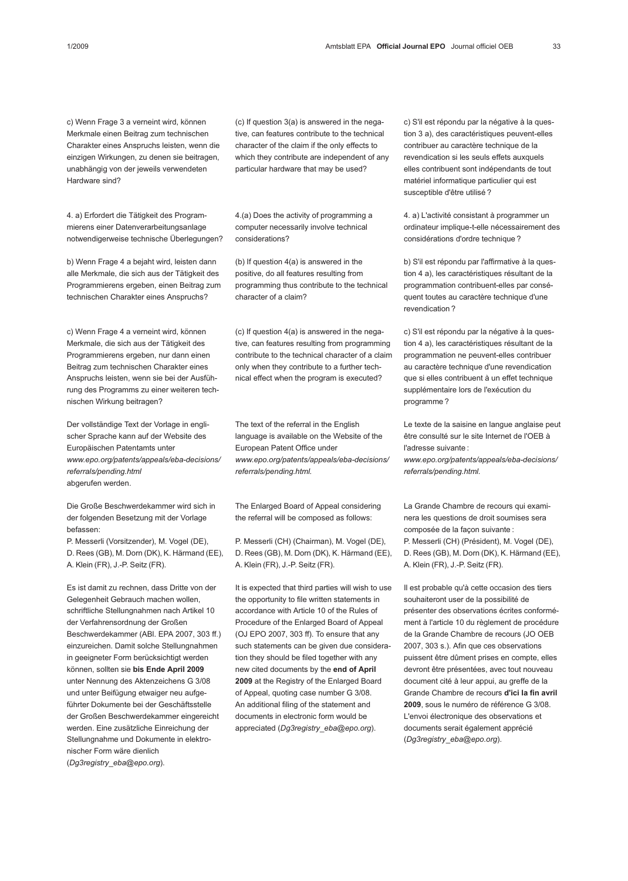c) Wenn Frage 3 a verneint wird, können Merkmale einen Beitrag zum technischen Charakter eines Anspruchs leisten, wenn die einzigen Wirkungen, zu denen sie beitragen, unabhängig von der jeweils verwendeten Hardware sind?

4. a) Erfordert die Tätigkeit des Programmierens einer Datenverarbeitungsanlage notwendigerweise technische Überlegungen?

b) Wenn Frage 4 a bejaht wird, leisten dann alle Merkmale, die sich aus der Tätigkeit des Programmierens ergeben, einen Beitrag zum technischen Charakter eines Anspruchs?

c) Wenn Frage 4 a verneint wird, können Merkmale, die sich aus der Tätigkeit des Programmierens ergeben, nur dann einen Beitrag zum technischen Charakter eines Anspruchs leisten, wenn sie bei der Ausführung des Programms zu einer weiteren technischen Wirkung beitragen?

Der vollständige Text der Vorlage in englischer Sprache kann auf der Website des Europäischen Patentamts unter *www.epo.org/patents/appeals/eba-decisions/referrals/pending.html* abgerufen werden.

Die Große Beschwerdekammer wird sich in der folgenden Besetzung mit der Vorlage befassen:
P. Messerli (Vorsitzender), M. Vogel (DE), D. Rees (GB), M. Dorn (DK), K. Härmand (EE), A. Klein (FR), J.-P. Seitz (FR).

Es ist damit zu rechnen, dass Dritte von der Gelegenheit Gebrauch machen wollen, schriftliche Stellungnahmen nach Artikel 10 der Verfahrensordnung der Großen Beschwerdekammer (ABl. EPA 2007, 303 ff.) einzureichen. Damit solche Stellungnahmen in geeigneter Form berücksichtigt werden können, sollten sie **bis Ende April 2009** unter Nennung des Aktenzeichens G 3/08 und unter Beifügung etwaiger neu aufgeführter Dokumente bei der Geschäftsstelle der Großen Beschwerdekammer eingereicht werden. Eine zusätzliche Einreichung der Stellungnahme und Dokumente in elektronischer Form wäre dienlich (*Dg3registry_eba@epo.org*).

(c) If question 3(a) is answered in the negative, can features contribute to the technical character of the claim if the only effects to which they contribute are independent of any particular hardware that may be used?

4.(a) Does the activity of programming a computer necessarily involve technical considerations?

(b) If question 4(a) is answered in the positive, do all features resulting from programming thus contribute to the technical character of a claim?

(c) If question 4(a) is answered in the negative, can features resulting from programming contribute to the technical character of a claim only when they contribute to a further technical effect when the program is executed?

The text of the referral in the English language is available on the Website of the European Patent Office under *www.epo.org/patents/appeals/eba-decisions/referrals/pending.html.*

The Enlarged Board of Appeal considering the referral will be composed as follows:

P. Messerli (CH) (Chairman), M. Vogel (DE), D. Rees (GB), M. Dorn (DK), K. Härmand (EE), A. Klein (FR), J.-P. Seitz (FR).

It is expected that third parties will wish to use the opportunity to file written statements in accordance with Article 10 of the Rules of Procedure of the Enlarged Board of Appeal (OJ EPO 2007, 303 ff). To ensure that any such statements can be given due consideration they should be filed together with any new cited documents by the **end of April 2009** at the Registry of the Enlarged Board of Appeal, quoting case number G 3/08. An additional filing of the statement and documents in electronic form would be appreciated (*Dg3registry_eba@epo.org*).

c) S'il est répondu par la négative à la question 3 a), des caractéristiques peuvent-elles contribuer au caractère technique de la revendication si les seuls effets auxquels elles contribuent sont indépendants de tout matériel informatique particulier qui est susceptible d'être utilisé ?

4. a) L'activité consistant à programmer un ordinateur implique-t-elle nécessairement des considérations d'ordre technique ?

b) S'il est répondu par l'affirmative à la question 4 a), les caractéristiques résultant de la programmation contribuent-elles par conséquent toutes au caractère technique d'une revendication ?

c) S'il est répondu par la négative à la question 4 a), les caractéristiques résultant de la programmation ne peuvent-elles contribuer au caractère technique d'une revendication que si elles contribuent à un effet technique supplémentaire lors de l'exécution du programme ?

Le texte de la saisine en langue anglaise peut être consulté sur le site Internet de l'OEB à l'adresse suivante : *www.epo.org/patents/appeals/eba-decisions/referrals/pending.html.*

La Grande Chambre de recours qui examinera les questions de droit soumises sera composée de la façon suivante :
P. Messerli (CH) (Président), M. Vogel (DE), D. Rees (GB), M. Dorn (DK), K. Härmand (EE), A. Klein (FR), J.-P. Seitz (FR).

Il est probable qu'à cette occasion des tiers souhaiteront user de la possibilité de présenter des observations écrites conformément à l'article 10 du règlement de procédure de la Grande Chambre de recours (JO OEB 2007, 303 s.). Afin que ces observations puissent être dûment prises en compte, elles devront être présentées, avec tout nouveau document cité à leur appui, au greffe de la Grande Chambre de recours **d'ici la fin avril 2009**, sous le numéro de référence G 3/08. L'envoi électronique des observations et documents serait également apprécié (*Dg3registry_eba@epo.org*).